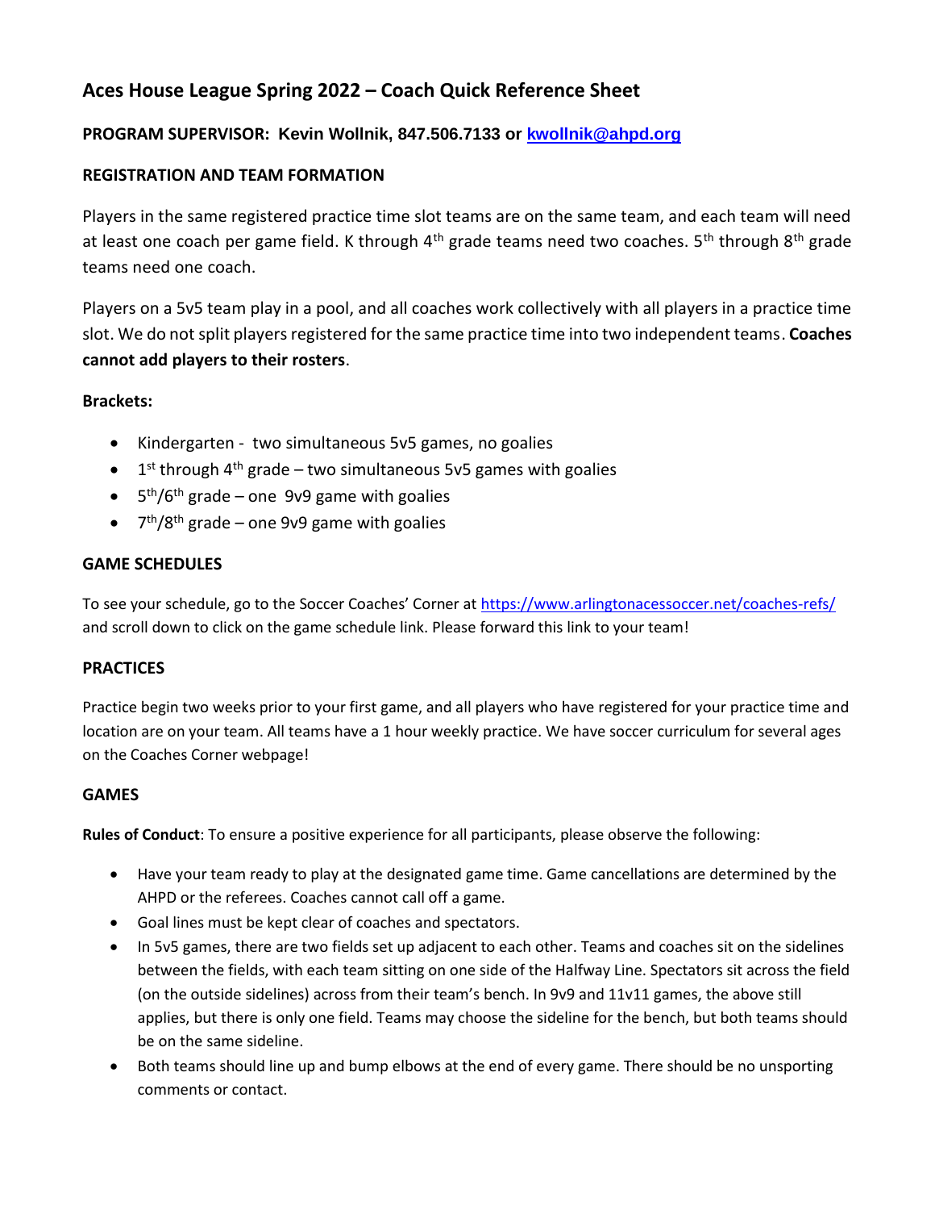# Aces House League Spring 2022 – Coach Quick Reference Sheet

**PROGRAM SUPERVISOR: Kevin Wollnik, 847.506.7133 or [kwollnik@ahpd.org](mailto:kwollnik@ahpd.org)**

## REGISTRATION AND TEAM FORMATION

Players in the same registered practice time slot teams are on the same team, and each team will need at least one coach per game field. K through 4th grade teams need two coaches. 5th through 8th grade teams need one coach.

Players on a 5v5 team play in a pool, and all coaches work collectively with all players in a practice time slot. We do not split players registered for the same practice time into two independent teams. **Coaches cannot add players to their rosters**.

**Brackets:**

- Kindergarten - two simultaneous 5v5 games, no goalies
- 1st through 4th grade – two simultaneous 5v5 games with goalies
- 5th/6th grade – one 9v9 game with goalies
- 7th/8th grade – one 9v9 game with goalies

## GAME SCHEDULES

To see your schedule, go to the Soccer Coaches' Corner at [https://www.arlingtonacessoccer.net/coaches-refs/](https://www.arlingtonacessoccer.net/coaches-refs/) and scroll down to click on the game schedule link. Please forward this link to your team!

## PRACTICES

Practice begin two weeks prior to your first game, and all players who have registered for your practice time and location are on your team. All teams have a 1 hour weekly practice. We have soccer curriculum for several ages on the Coaches Corner webpage!

## GAMES

**Rules of Conduct**: To ensure a positive experience for all participants, please observe the following:

- Have your team ready to play at the designated game time. Game cancellations are determined by the AHPD or the referees. Coaches cannot call off a game.
- Goal lines must be kept clear of coaches and spectators.
- In 5v5 games, there are two fields set up adjacent to each other. Teams and coaches sit on the sidelines between the fields, with each team sitting on one side of the Halfway Line. Spectators sit across the field (on the outside sidelines) across from their team's bench. In 9v9 and 11v11 games, the above still applies, but there is only one field. Teams may choose the sideline for the bench, but both teams should be on the same sideline.
- Both teams should line up and bump elbows at the end of every game. There should be no unsporting comments or contact.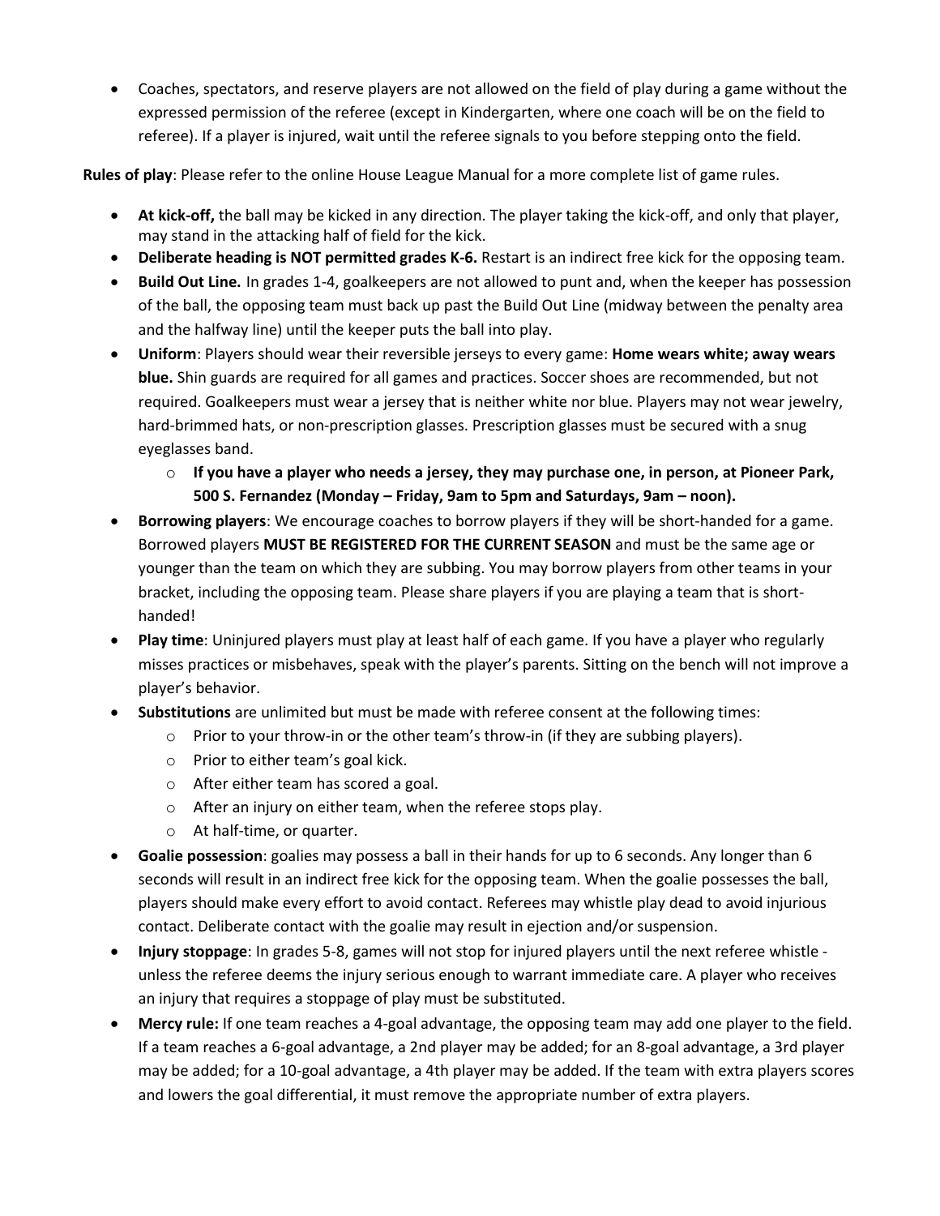- Coaches, spectators, and reserve players are not allowed on the field of play during a game without the expressed permission of the referee (except in Kindergarten, where one coach will be on the field to referee). If a player is injured, wait until the referee signals to you before stepping onto the field.

**Rules of play**: Please refer to the online House League Manual for a more complete list of game rules.

- **At kick-off,** the ball may be kicked in any direction. The player taking the kick-off, and only that player, may stand in the attacking half of field for the kick.
- **Deliberate heading is NOT permitted grades K-6.** Restart is an indirect free kick for the opposing team.
- **Build Out Line.** In grades 1-4, goalkeepers are not allowed to punt and, when the keeper has possession of the ball, the opposing team must back up past the Build Out Line (midway between the penalty area and the halfway line) until the keeper puts the ball into play.
- **Uniform**: Players should wear their reversible jerseys to every game: **Home wears white; away wears blue.** Shin guards are required for all games and practices. Soccer shoes are recommended, but not required. Goalkeepers must wear a jersey that is neither white nor blue. Players may not wear jewelry, hard-brimmed hats, or non-prescription glasses. Prescription glasses must be secured with a snug eyeglasses band.
    - **If you have a player who needs a jersey, they may purchase one, in person, at Pioneer Park, 500 S. Fernandez (Monday – Friday, 9am to 5pm and Saturdays, 9am – noon).**
- **Borrowing players**: We encourage coaches to borrow players if they will be short-handed for a game. Borrowed players **MUST BE REGISTERED FOR THE CURRENT SEASON** and must be the same age or younger than the team on which they are subbing. You may borrow players from other teams in your bracket, including the opposing team. Please share players if you are playing a team that is short-handed!
- **Play time**: Uninjured players must play at least half of each game. If you have a player who regularly misses practices or misbehaves, speak with the player's parents. Sitting on the bench will not improve a player's behavior.
- **Substitutions** are unlimited but must be made with referee consent at the following times:
    - Prior to your throw-in or the other team's throw-in (if they are subbing players).
    - Prior to either team's goal kick.
    - After either team has scored a goal.
    - After an injury on either team, when the referee stops play.
    - At half-time, or quarter.
- **Goalie possession**: goalies may possess a ball in their hands for up to 6 seconds. Any longer than 6 seconds will result in an indirect free kick for the opposing team. When the goalie possesses the ball, players should make every effort to avoid contact. Referees may whistle play dead to avoid injurious contact. Deliberate contact with the goalie may result in ejection and/or suspension.
- **Injury stoppage**: In grades 5-8, games will not stop for injured players until the next referee whistle - unless the referee deems the injury serious enough to warrant immediate care. A player who receives an injury that requires a stoppage of play must be substituted.
- **Mercy rule:** If one team reaches a 4-goal advantage, the opposing team may add one player to the field. If a team reaches a 6-goal advantage, a 2nd player may be added; for an 8-goal advantage, a 3rd player may be added; for a 10-goal advantage, a 4th player may be added. If the team with extra players scores and lowers the goal differential, it must remove the appropriate number of extra players.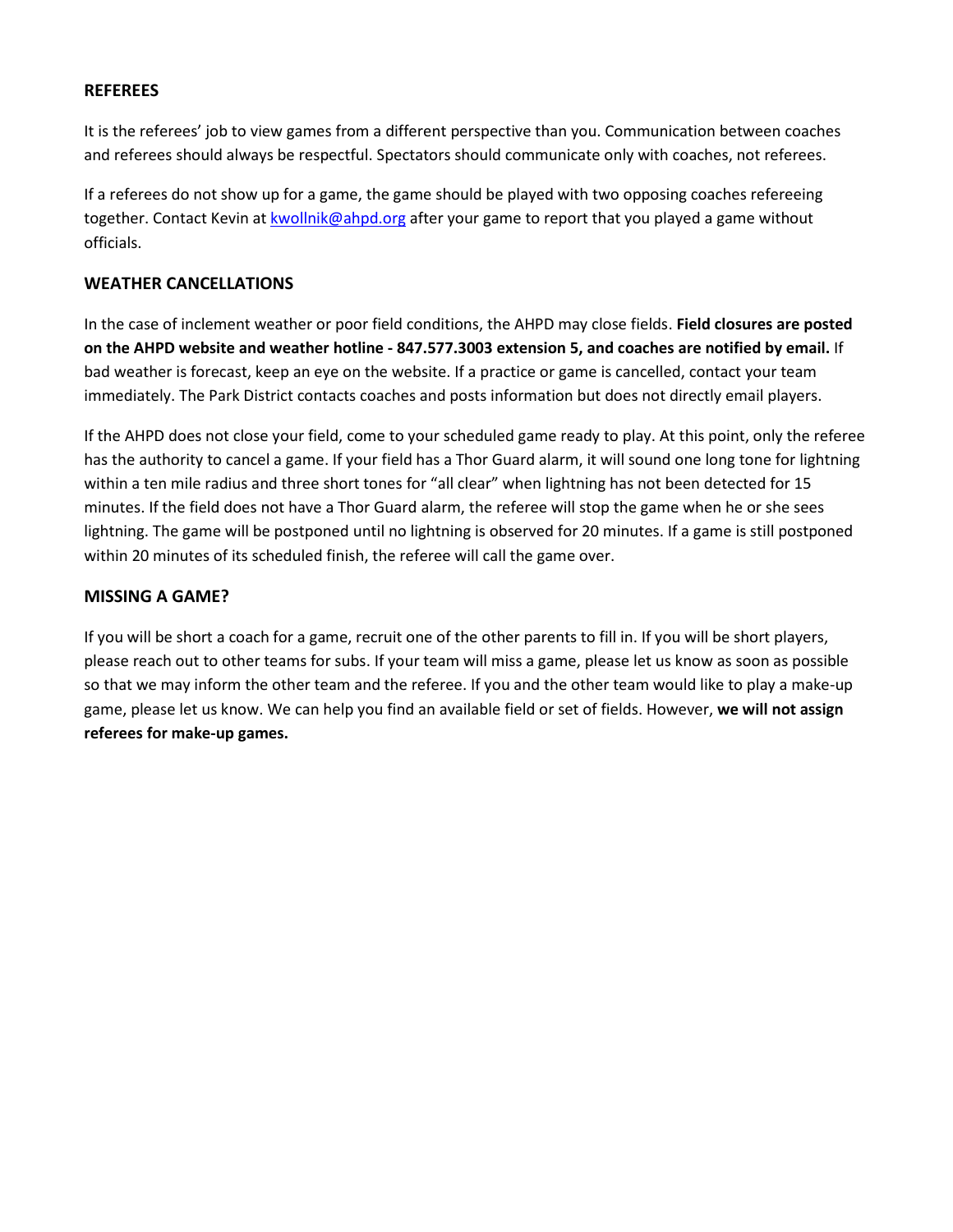## REFEREES

It is the referees' job to view games from a different perspective than you. Communication between coaches and referees should always be respectful. Spectators should communicate only with coaches, not referees.

If a referees do not show up for a game, the game should be played with two opposing coaches refereeing together. Contact Kevin at [kwollnik@ahpd.org](mailto:kwollnik@ahpd.org) after your game to report that you played a game without officials.

## WEATHER CANCELLATIONS

In the case of inclement weather or poor field conditions, the AHPD may close fields. **Field closures are posted on the AHPD website and weather hotline - 847.577.3003 extension 5, and coaches are notified by email.** If bad weather is forecast, keep an eye on the website. If a practice or game is cancelled, contact your team immediately. The Park District contacts coaches and posts information but does not directly email players.

If the AHPD does not close your field, come to your scheduled game ready to play. At this point, only the referee has the authority to cancel a game. If your field has a Thor Guard alarm, it will sound one long tone for lightning within a ten mile radius and three short tones for "all clear" when lightning has not been detected for 15 minutes. If the field does not have a Thor Guard alarm, the referee will stop the game when he or she sees lightning. The game will be postponed until no lightning is observed for 20 minutes. If a game is still postponed within 20 minutes of its scheduled finish, the referee will call the game over.

## MISSING A GAME?

If you will be short a coach for a game, recruit one of the other parents to fill in. If you will be short players, please reach out to other teams for subs. If your team will miss a game, please let us know as soon as possible so that we may inform the other team and the referee. If you and the other team would like to play a make-up game, please let us know. We can help you find an available field or set of fields. However, **we will not assign referees for make-up games.**